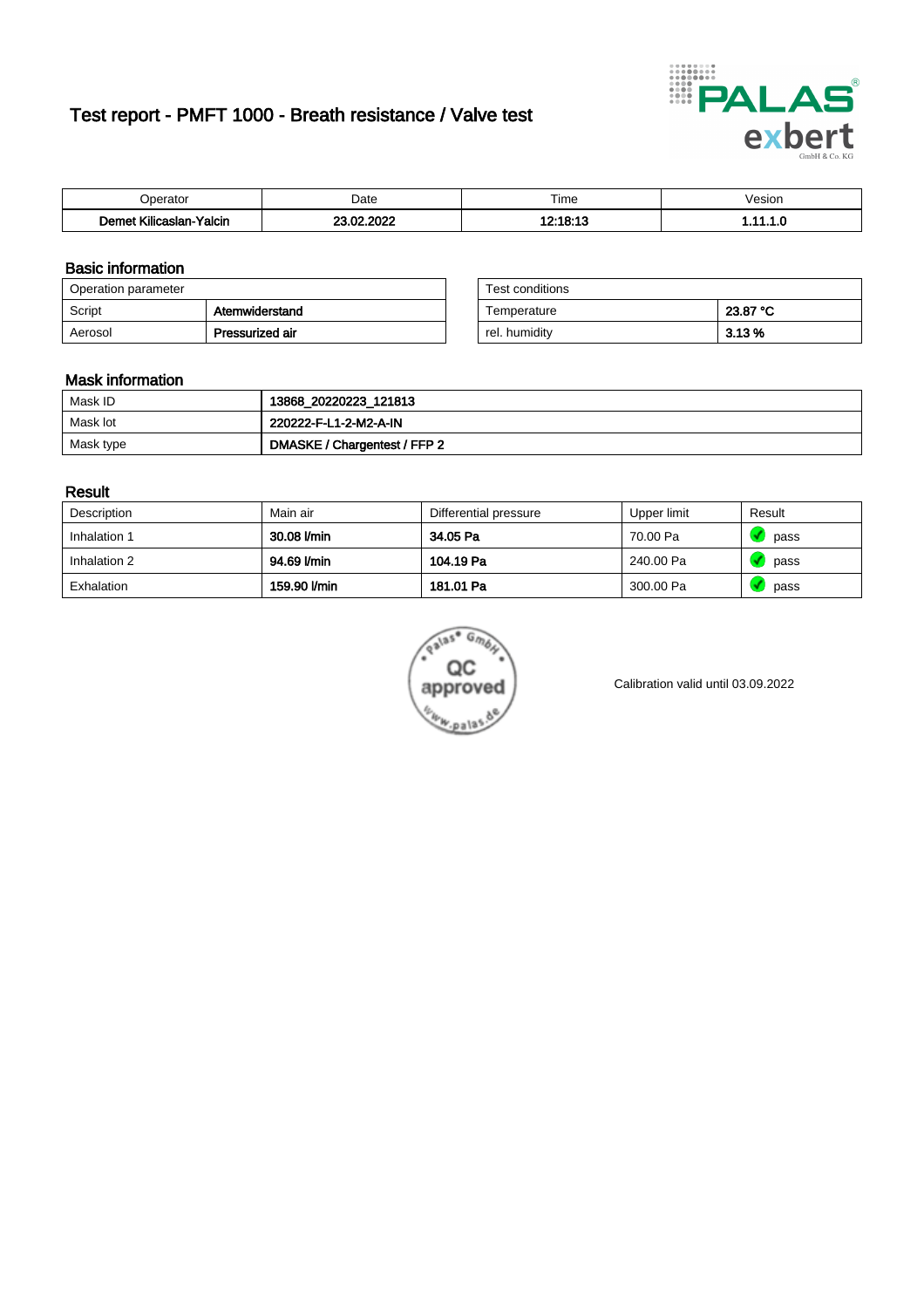# Test report - PMFT 1000 - Breath resistance / Valve test

| Operator | Date | Time | Vesion |
|---|---|---|---|
| Demet Kilicaslan-Yalcin | 23.02.2022 | 12:18:13 | 1.11.1.0 |

## Basic information

| Operation parameter | |
|---|---|
| Script | Atemwiderstand |
| Aerosol | Pressurized air |

| Test conditions | |
|---|---|
| Temperature | 23.87 °C |
| rel. humidity | 3.13 % |

## Mask information

| | |
|---|---|
| Mask ID | 13868_20220223_121813 |
| Mask lot | 220222-F-L1-2-M2-A-IN |
| Mask type | DMASKE / Chargentest / FFP 2 |

## Result

| Description | Main air | Differential pressure | Upper limit | Result |
|---|---|---|---|---|
| Inhalation 1 | 30.08 l/min | 34.05 Pa | 70.00 Pa | pass |
| Inhalation 2 | 94.69 l/min | 104.19 Pa | 240.00 Pa | pass |
| Exhalation | 159.90 l/min | 181.01 Pa | 300.00 Pa | pass |

Calibration valid until 03.09.2022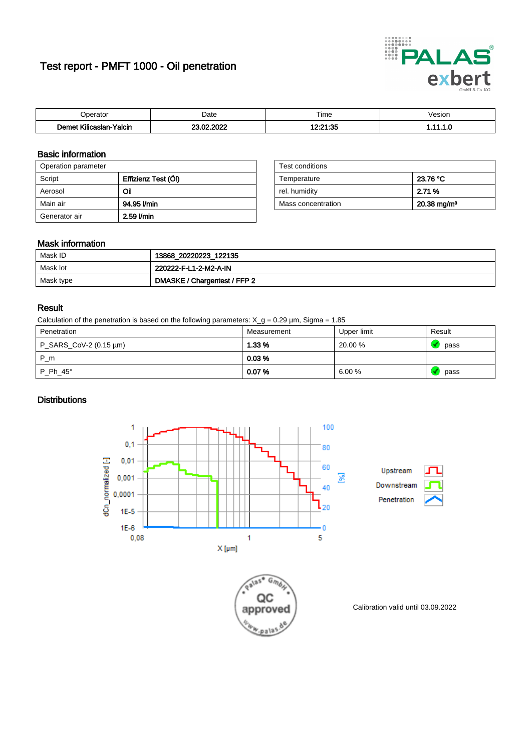# Test report - PMFT 1000 - Oil penetration

| Operator | Date | Time | Vesion |
|---|---|---|---|
| **Demet Kilicaslan-Yalcin** | **23.02.2022** | **12:21:35** | **1.11.1.0** |

## Basic information

| Operation parameter | |
|---|---|
| Script | **Effizienz Test (Öl)** |
| Aerosol | **Oil** |
| Main air | **94.95 l/min** |
| Generator air | **2.59 l/min** |

| Test conditions | |
|---|---|
| Temperature | **23.76 °C** |
| rel. humidity | **2.71 %** |
| Mass concentration | **20.38 mg/m³** |

## Mask information

| | |
|---|---|
| Mask ID | **13868_20220223_122135** |
| Mask lot | **220222-F-L1-2-M2-A-IN** |
| Mask type | **DMASKE / Chargentest / FFP 2** |

## Result

Calculation of the penetration is based on the following parameters: X_g = 0.29 µm, Sigma = 1.85

| Penetration | Measurement | Upper limit | Result |
|---|---|---|---|
| P_SARS_CoV-2 (0.15 µm) | **1.33 %** | 20.00 % | pass |
| P_m | **0.03 %** | | |
| P_Ph_45° | **0.07 %** | 6.00 % | pass |

## Distributions

1
0,1
0,01
0,001
0,0001
1E-5
1E-6
dCn_normalized [-]
0,08
1
5
X [µm]
100
80
60
40
20
0
[%]
Upstream
Downstream
Penetration

Palas® GmbH
QC approved
www.palas.de

Calibration valid until 03.09.2022